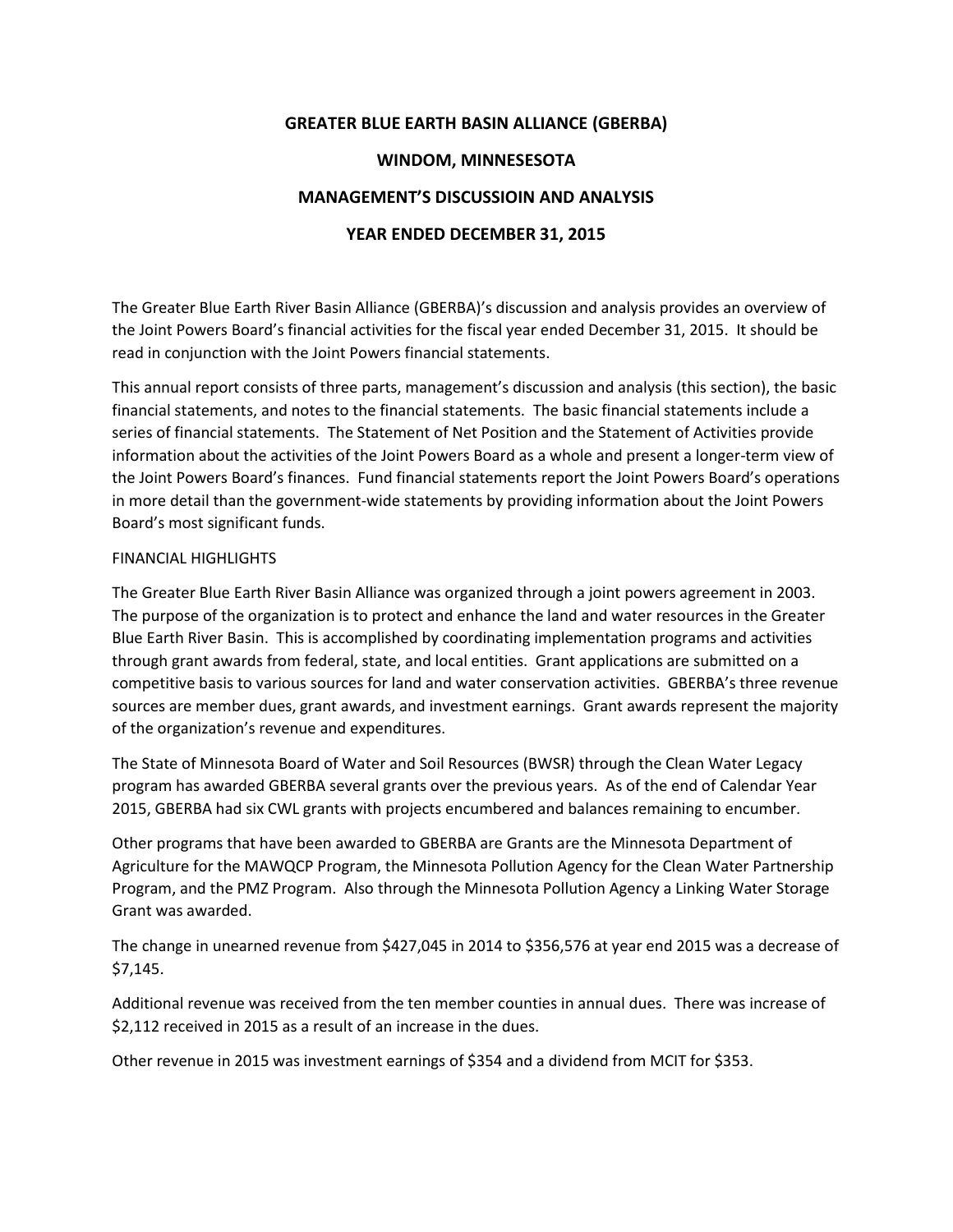# GREATER BLUE EARTH BASIN ALLIANCE (GBERBA)

## WINDOM, MINNESESOTA

## MANAGEMENT'S DISCUSSIOIN AND ANALYSIS

## YEAR ENDED DECEMBER 31, 2015

The Greater Blue Earth River Basin Alliance (GBERBA)'s discussion and analysis provides an overview of the Joint Powers Board's financial activities for the fiscal year ended December 31, 2015. It should be read in conjunction with the Joint Powers financial statements.

This annual report consists of three parts, management's discussion and analysis (this section), the basic financial statements, and notes to the financial statements. The basic financial statements include a series of financial statements. The Statement of Net Position and the Statement of Activities provide information about the activities of the Joint Powers Board as a whole and present a longer-term view of the Joint Powers Board's finances. Fund financial statements report the Joint Powers Board's operations in more detail than the government-wide statements by providing information about the Joint Powers Board's most significant funds.

FINANCIAL HIGHLIGHTS

The Greater Blue Earth River Basin Alliance was organized through a joint powers agreement in 2003. The purpose of the organization is to protect and enhance the land and water resources in the Greater Blue Earth River Basin. This is accomplished by coordinating implementation programs and activities through grant awards from federal, state, and local entities. Grant applications are submitted on a competitive basis to various sources for land and water conservation activities. GBERBA's three revenue sources are member dues, grant awards, and investment earnings. Grant awards represent the majority of the organization's revenue and expenditures.

The State of Minnesota Board of Water and Soil Resources (BWSR) through the Clean Water Legacy program has awarded GBERBA several grants over the previous years. As of the end of Calendar Year 2015, GBERBA had six CWL grants with projects encumbered and balances remaining to encumber.

Other programs that have been awarded to GBERBA are Grants are the Minnesota Department of Agriculture for the MAWQCP Program, the Minnesota Pollution Agency for the Clean Water Partnership Program, and the PMZ Program. Also through the Minnesota Pollution Agency a Linking Water Storage Grant was awarded.

The change in unearned revenue from $427,045 in 2014 to $356,576 at year end 2015 was a decrease of $7,145.

Additional revenue was received from the ten member counties in annual dues. There was increase of $2,112 received in 2015 as a result of an increase in the dues.

Other revenue in 2015 was investment earnings of $354 and a dividend from MCIT for $353.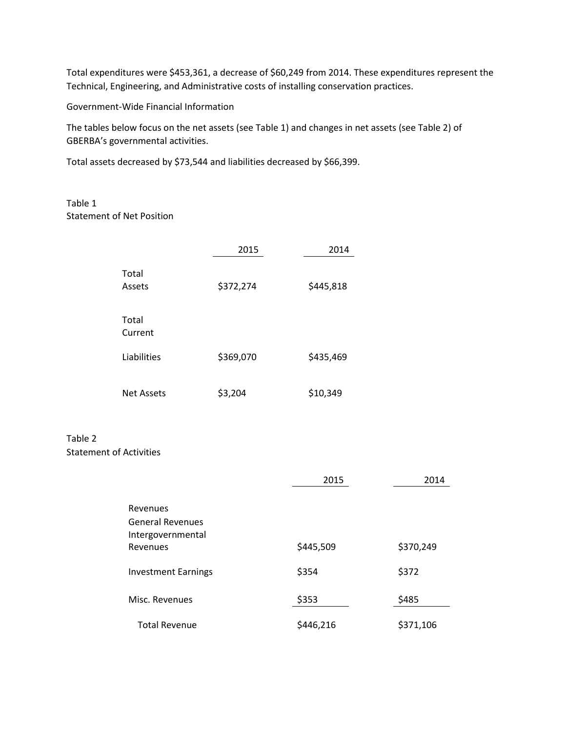Total expenditures were $453,361, a decrease of $60,249 from 2014. These expenditures represent the Technical, Engineering, and Administrative costs of installing conservation practices.

Government-Wide Financial Information

The tables below focus on the net assets (see Table 1) and changes in net assets (see Table 2) of GBERBA's governmental activities.

Total assets decreased by $73,544 and liabilities decreased by $66,399.

Table 1
Statement of Net Position

| | 2015 | 2014 |
|---|---|---|
| Total Assets | $372,274 | $445,818 |
| Total Current Liabilities | $369,070 | $435,469 |
| Net Assets | $3,204 | $10,349 |

Table 2
Statement of Activities

| | 2015 | 2014 |
|---|---|---|
| Revenues | | |
| General Revenues | | |
| Intergovernmental Revenues | $445,509 | $370,249 |
| Investment Earnings | $354 | $372 |
| Misc. Revenues | $353 | $485 |
| Total Revenue | $446,216 | $371,106 |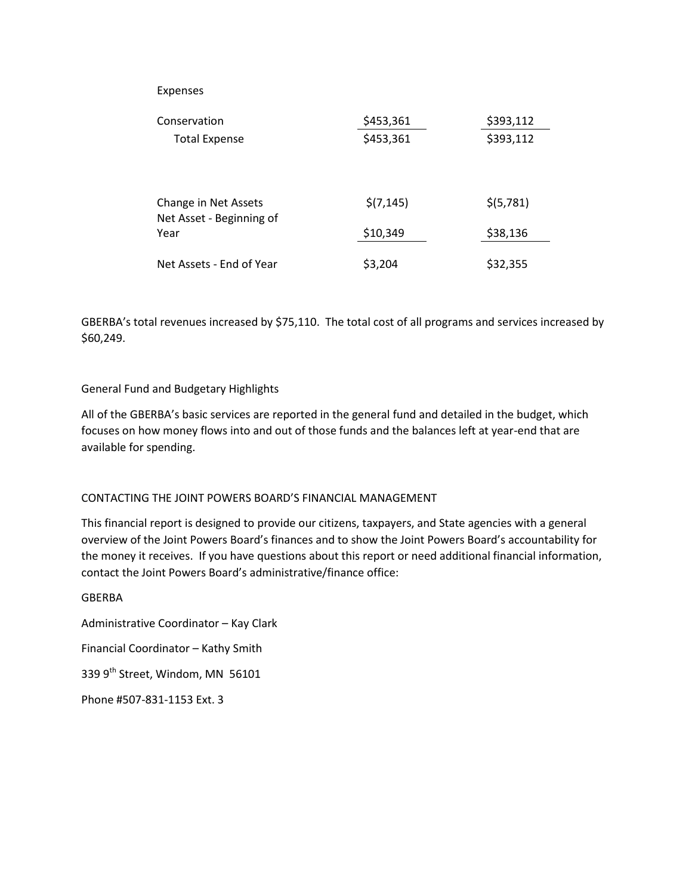| Expenses | | |
|---|---|---|
| Conservation | $453,361 | $393,112 |
| Total Expense | $453,361 | $393,112 |
| | | |
| Change in Net Assets | $(7,145) | $(5,781) |
| Net Asset - Beginning of Year | $10,349 | $38,136 |
| Net Assets - End of Year | $3,204 | $32,355 |

GBERBA's total revenues increased by $75,110. The total cost of all programs and services increased by $60,249.

## General Fund and Budgetary Highlights

All of the GBERBA's basic services are reported in the general fund and detailed in the budget, which focuses on how money flows into and out of those funds and the balances left at year-end that are available for spending.

## CONTACTING THE JOINT POWERS BOARD'S FINANCIAL MANAGEMENT

This financial report is designed to provide our citizens, taxpayers, and State agencies with a general overview of the Joint Powers Board's finances and to show the Joint Powers Board's accountability for the money it receives. If you have questions about this report or need additional financial information, contact the Joint Powers Board's administrative/finance office:

GBERBA

Administrative Coordinator – Kay Clark

Financial Coordinator – Kathy Smith

339 9th Street, Windom, MN 56101

Phone #507-831-1153 Ext. 3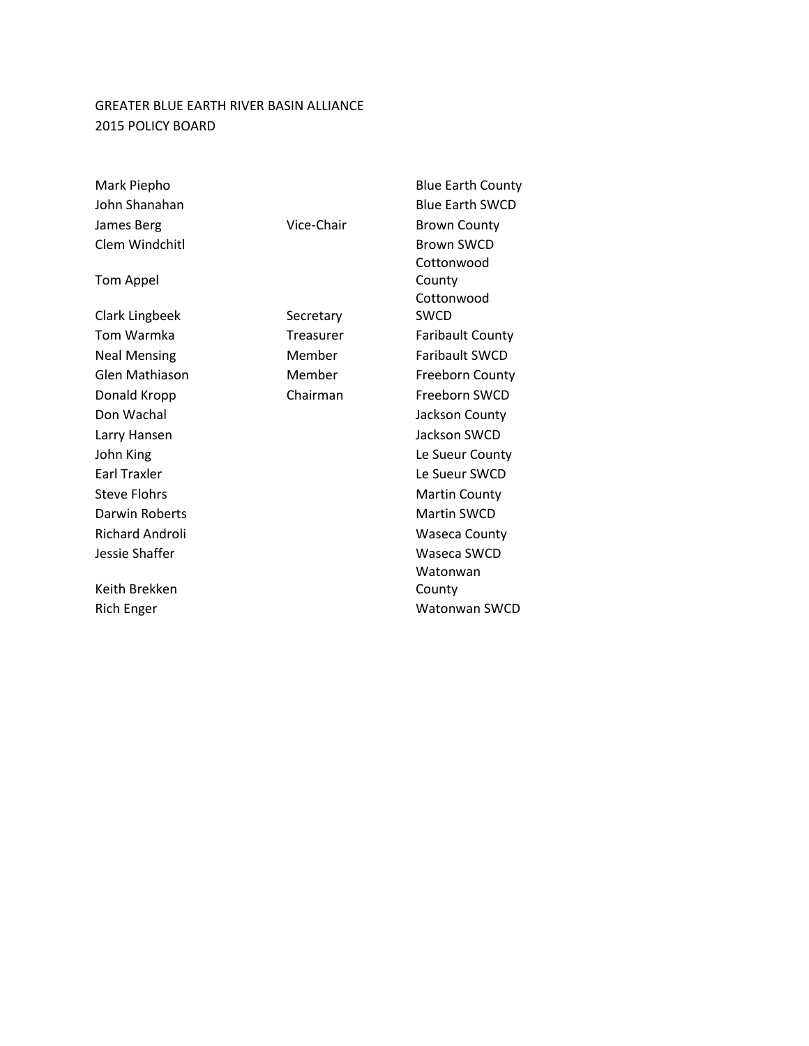GREATER BLUE EARTH RIVER BASIN ALLIANCE
2015 POLICY BOARD

| | | |
|---|---|---|
| Mark Piepho | | Blue Earth County |
| John Shanahan | | Blue Earth SWCD |
| James Berg | Vice-Chair | Brown County |
| Clem Windchitl | | Brown SWCD |
| Tom Appel | | Cottonwood County |
| Clark Lingbeek | Secretary | Cottonwood SWCD |
| Tom Warmka | Treasurer | Faribault County |
| Neal Mensing | Member | Faribault SWCD |
| Glen Mathiason | Member | Freeborn County |
| Donald Kropp | Chairman | Freeborn SWCD |
| Don Wachal | | Jackson County |
| Larry Hansen | | Jackson SWCD |
| John King | | Le Sueur County |
| Earl Traxler | | Le Sueur SWCD |
| Steve Flohrs | | Martin County |
| Darwin Roberts | | Martin SWCD |
| Richard Androli | | Waseca County |
| Jessie Shaffer | | Waseca SWCD |
| Keith Brekken | | Watonwan County |
| Rich Enger | | Watonwan SWCD |